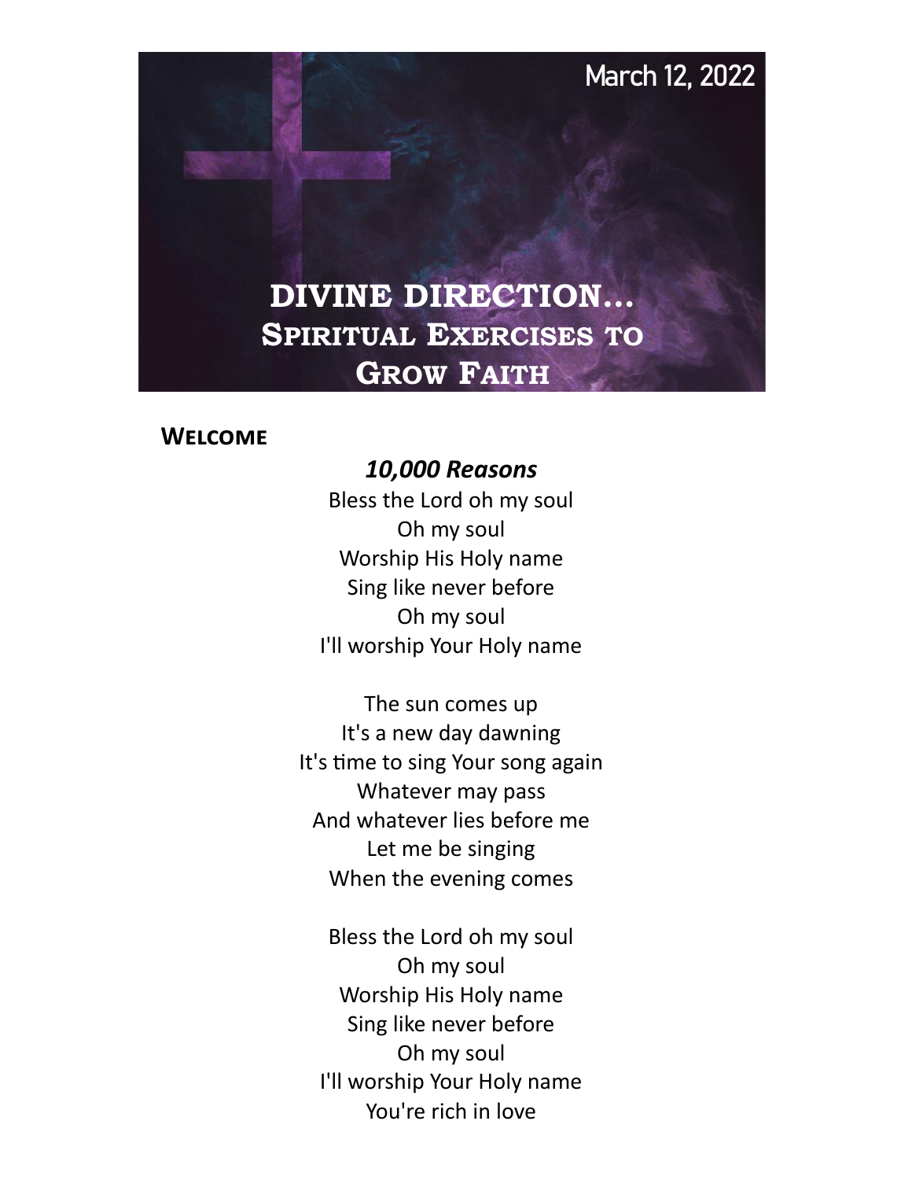March 12, 2022

# DIVINE DIRECTION… Spiritual Exercises to Grow Faith

**Welcome**

***10,000 Reasons***

Bless the Lord oh my soul
Oh my soul
Worship His Holy name
Sing like never before
Oh my soul
I'll worship Your Holy name

The sun comes up
It's a new day dawning
It's time to sing Your song again
Whatever may pass
And whatever lies before me
Let me be singing
When the evening comes

Bless the Lord oh my soul
Oh my soul
Worship His Holy name
Sing like never before
Oh my soul
I'll worship Your Holy name
You're rich in love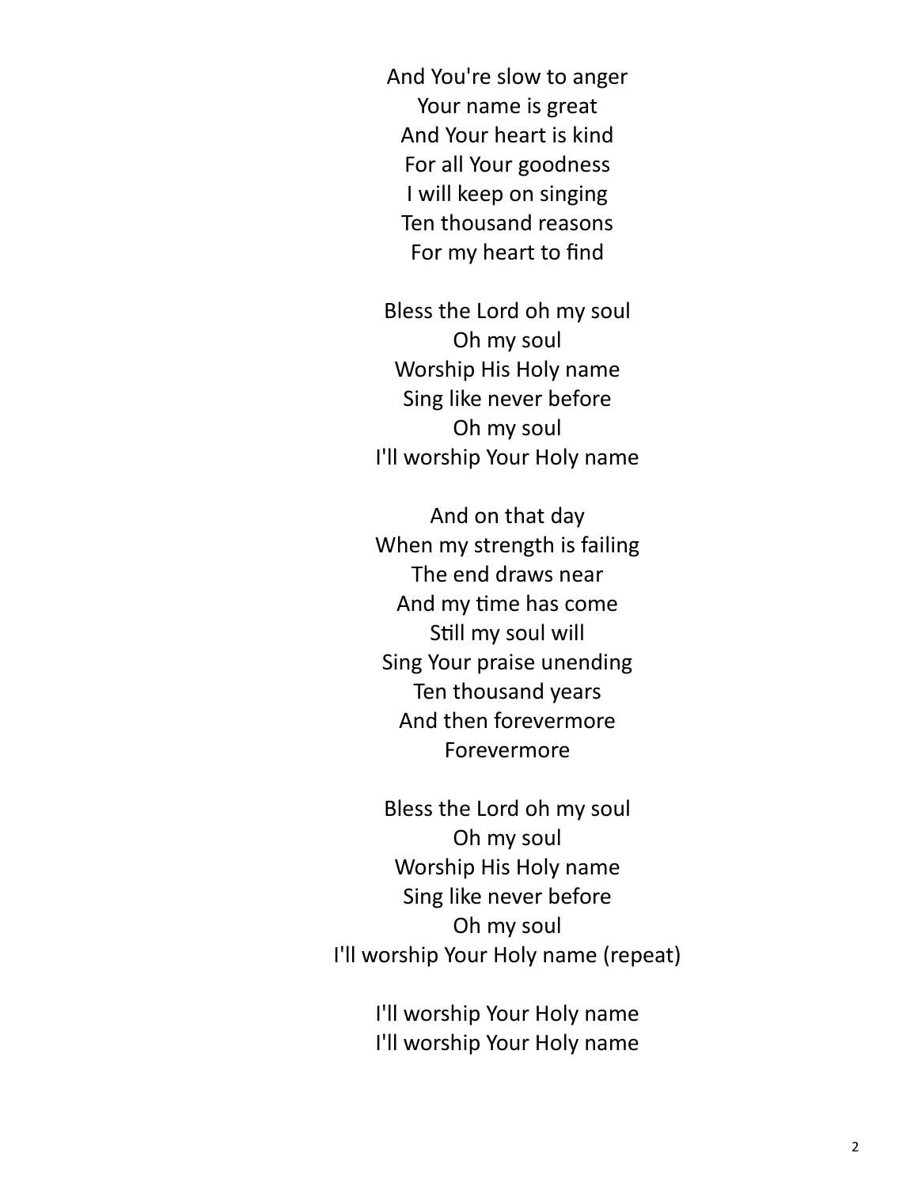And You're slow to anger
Your name is great
And Your heart is kind
For all Your goodness
I will keep on singing
Ten thousand reasons
For my heart to find

Bless the Lord oh my soul
Oh my soul
Worship His Holy name
Sing like never before
Oh my soul
I'll worship Your Holy name

And on that day
When my strength is failing
The end draws near
And my time has come
Still my soul will
Sing Your praise unending
Ten thousand years
And then forevermore
Forevermore

Bless the Lord oh my soul
Oh my soul
Worship His Holy name
Sing like never before
Oh my soul
I'll worship Your Holy name (repeat)

I'll worship Your Holy name
I'll worship Your Holy name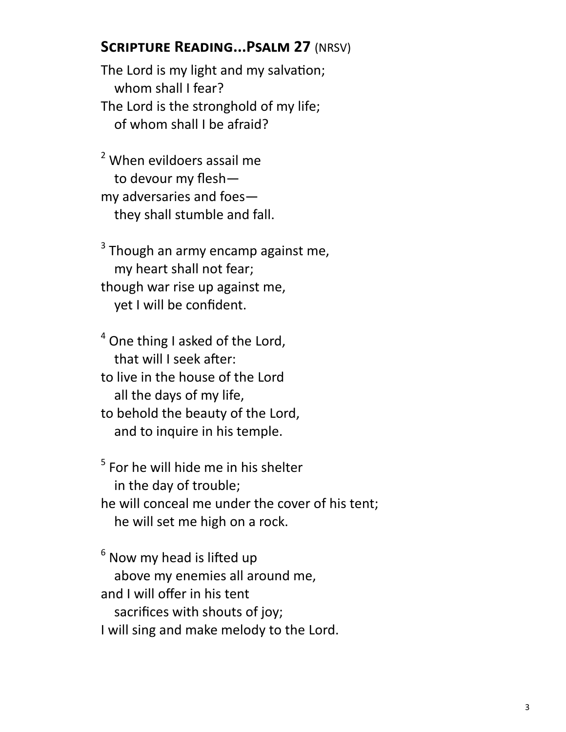## Scripture Reading...Psalm 27 (NRSV)

The Lord is my light and my salvation;
   whom shall I fear?
The Lord is the stronghold of my life;
   of whom shall I be afraid?

[2] When evildoers assail me
   to devour my flesh—
my adversaries and foes—
   they shall stumble and fall.

[3] Though an army encamp against me,
   my heart shall not fear;
though war rise up against me,
   yet I will be confident.

[4] One thing I asked of the Lord,
   that will I seek after:
to live in the house of the Lord
   all the days of my life,
to behold the beauty of the Lord,
   and to inquire in his temple.

[5] For he will hide me in his shelter
   in the day of trouble;
he will conceal me under the cover of his tent;
   he will set me high on a rock.

[6] Now my head is lifted up
   above my enemies all around me,
and I will offer in his tent
   sacrifices with shouts of joy;
I will sing and make melody to the Lord.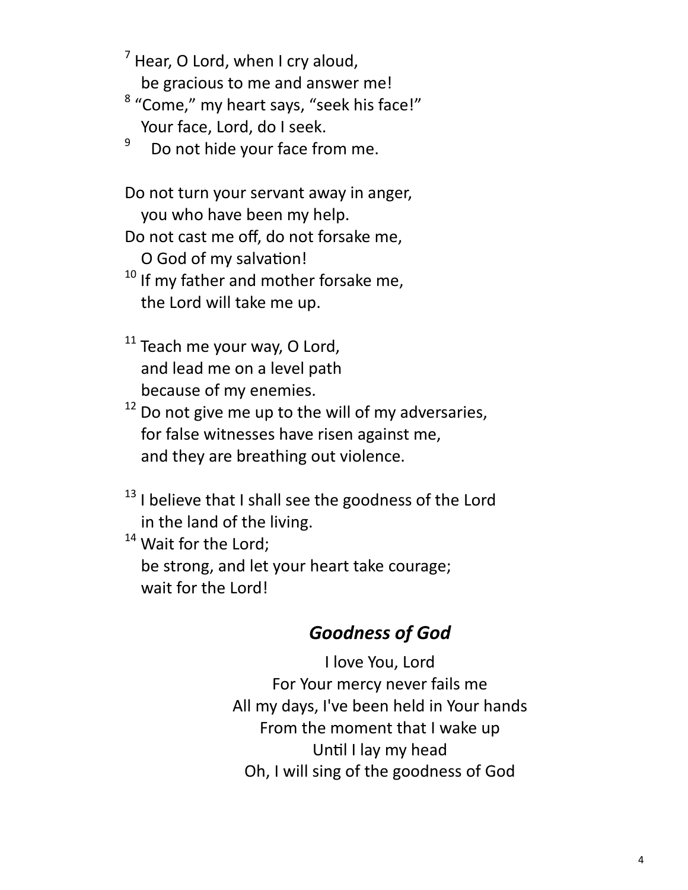[7] Hear, O Lord, when I cry aloud,
be gracious to me and answer me!
[8] "Come," my heart says, "seek his face!"
Your face, Lord, do I seek.
[9] Do not hide your face from me.

Do not turn your servant away in anger,
you who have been my help.
Do not cast me off, do not forsake me,
O God of my salvation!
[10] If my father and mother forsake me,
the Lord will take me up.

[11] Teach me your way, O Lord,
and lead me on a level path
because of my enemies.
[12] Do not give me up to the will of my adversaries,
for false witnesses have risen against me,
and they are breathing out violence.

[13] I believe that I shall see the goodness of the Lord
in the land of the living.
[14] Wait for the Lord;
be strong, and let your heart take courage;
wait for the Lord!

### *Goodness of God*

I love You, Lord
For Your mercy never fails me
All my days, I've been held in Your hands
From the moment that I wake up
Until I lay my head
Oh, I will sing of the goodness of God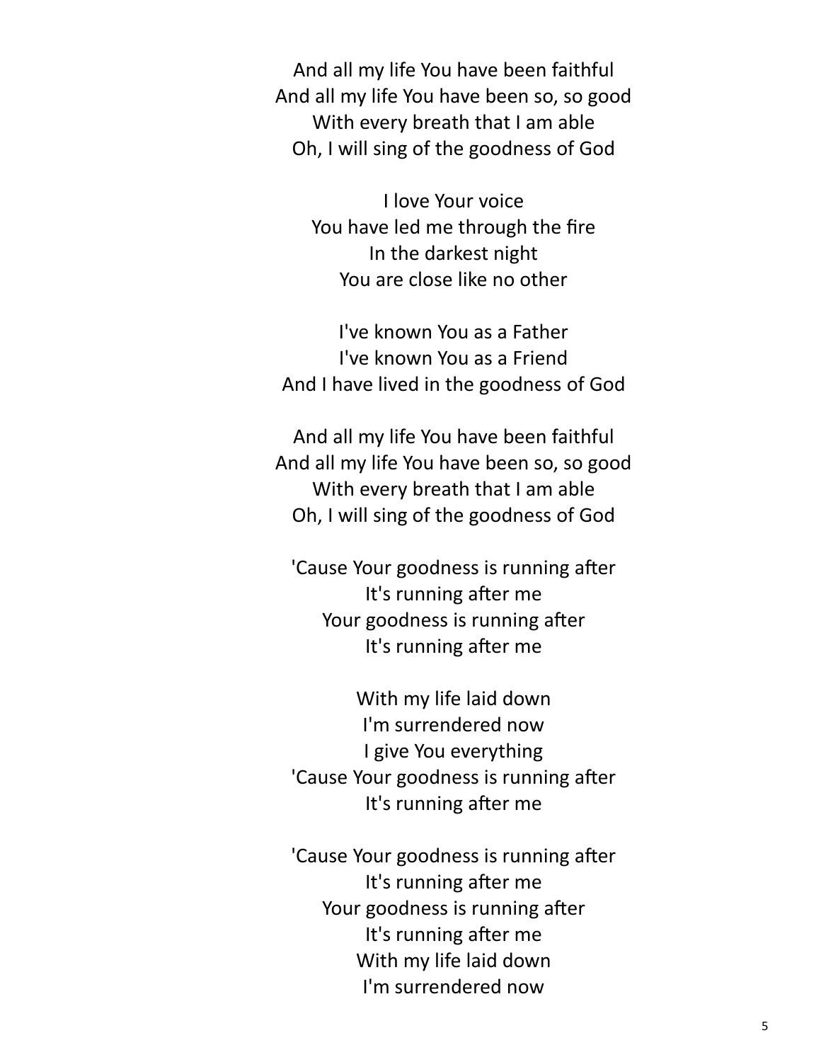And all my life You have been faithful
And all my life You have been so, so good
With every breath that I am able
Oh, I will sing of the goodness of God

I love Your voice
You have led me through the fire
In the darkest night
You are close like no other

I've known You as a Father
I've known You as a Friend
And I have lived in the goodness of God

And all my life You have been faithful
And all my life You have been so, so good
With every breath that I am able
Oh, I will sing of the goodness of God

'Cause Your goodness is running after
It's running after me
Your goodness is running after
It's running after me

With my life laid down
I'm surrendered now
I give You everything
'Cause Your goodness is running after
It's running after me

'Cause Your goodness is running after
It's running after me
Your goodness is running after
It's running after me
With my life laid down
I'm surrendered now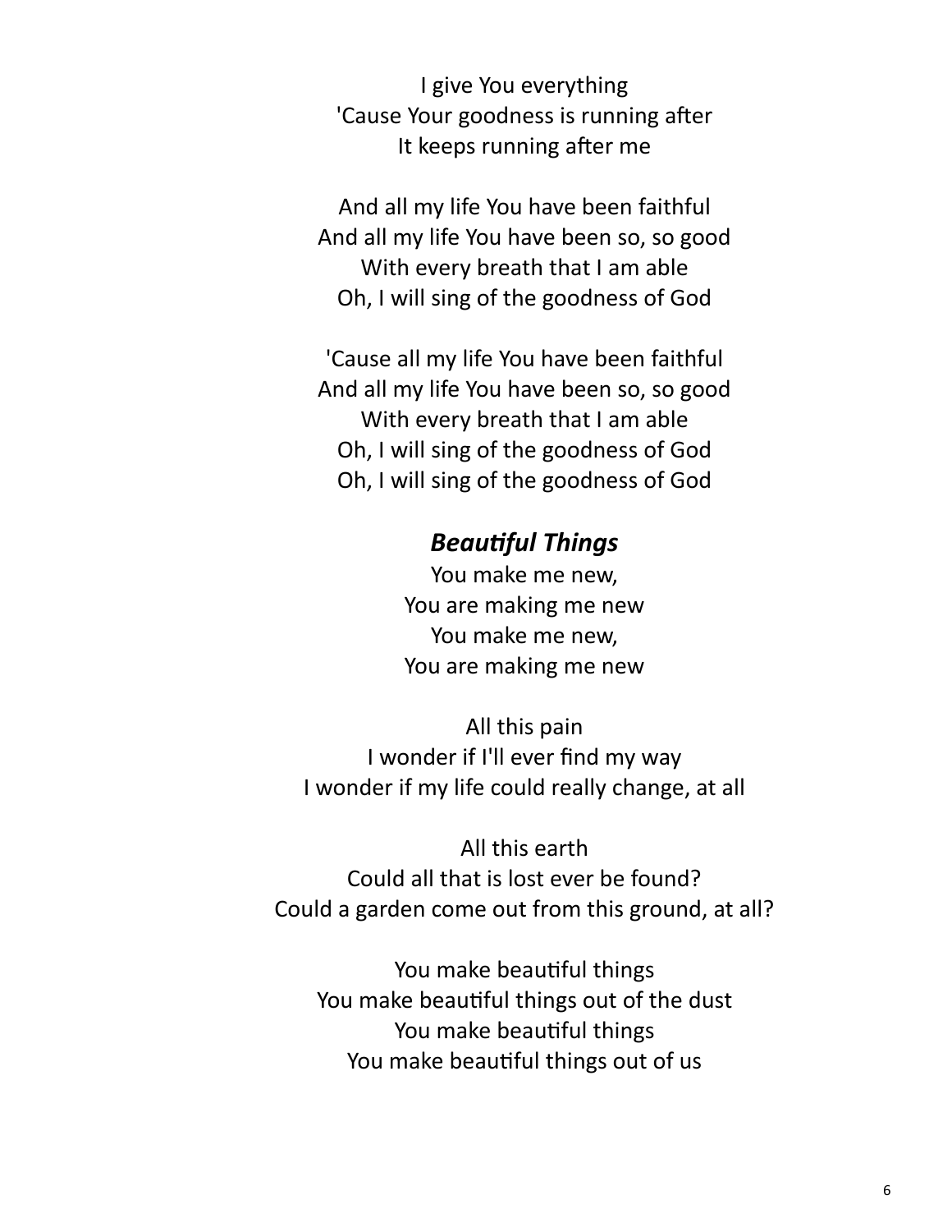I give You everything
'Cause Your goodness is running after
It keeps running after me

And all my life You have been faithful
And all my life You have been so, so good
With every breath that I am able
Oh, I will sing of the goodness of God

'Cause all my life You have been faithful
And all my life You have been so, so good
With every breath that I am able
Oh, I will sing of the goodness of God
Oh, I will sing of the goodness of God

### ***Beautiful Things***

You make me new,
You are making me new
You make me new,
You are making me new

All this pain
I wonder if I'll ever find my way
I wonder if my life could really change, at all

All this earth
Could all that is lost ever be found?
Could a garden come out from this ground, at all?

You make beautiful things
You make beautiful things out of the dust
You make beautiful things
You make beautiful things out of us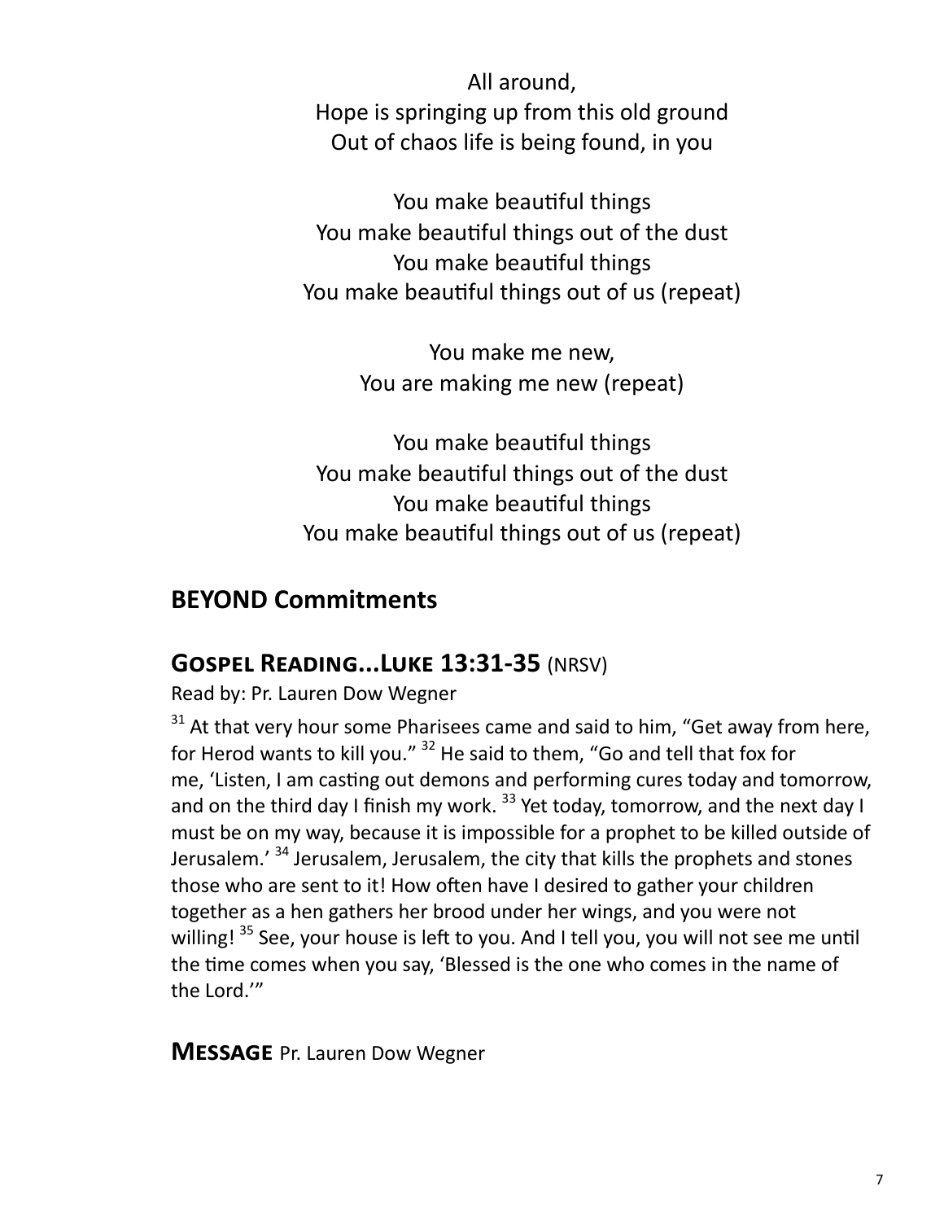All around,
Hope is springing up from this old ground
Out of chaos life is being found, in you

You make beautiful things
You make beautiful things out of the dust
You make beautiful things
You make beautiful things out of us (repeat)

You make me new,
You are making me new (repeat)

You make beautiful things
You make beautiful things out of the dust
You make beautiful things
You make beautiful things out of us (repeat)

## BEYOND Commitments

## Gospel Reading...Luke 13:31-35 (NRSV)

Read by: Pr. Lauren Dow Wegner

[31] At that very hour some Pharisees came and said to him, "Get away from here, for Herod wants to kill you." [32] He said to them, "Go and tell that fox for me, 'Listen, I am casting out demons and performing cures today and tomorrow, and on the third day I finish my work. [33] Yet today, tomorrow, and the next day I must be on my way, because it is impossible for a prophet to be killed outside of Jerusalem.' [34] Jerusalem, Jerusalem, the city that kills the prophets and stones those who are sent to it! How often have I desired to gather your children together as a hen gathers her brood under her wings, and you were not willing! [35] See, your house is left to you. And I tell you, you will not see me until the time comes when you say, 'Blessed is the one who comes in the name of the Lord.'"

**Message** Pr. Lauren Dow Wegner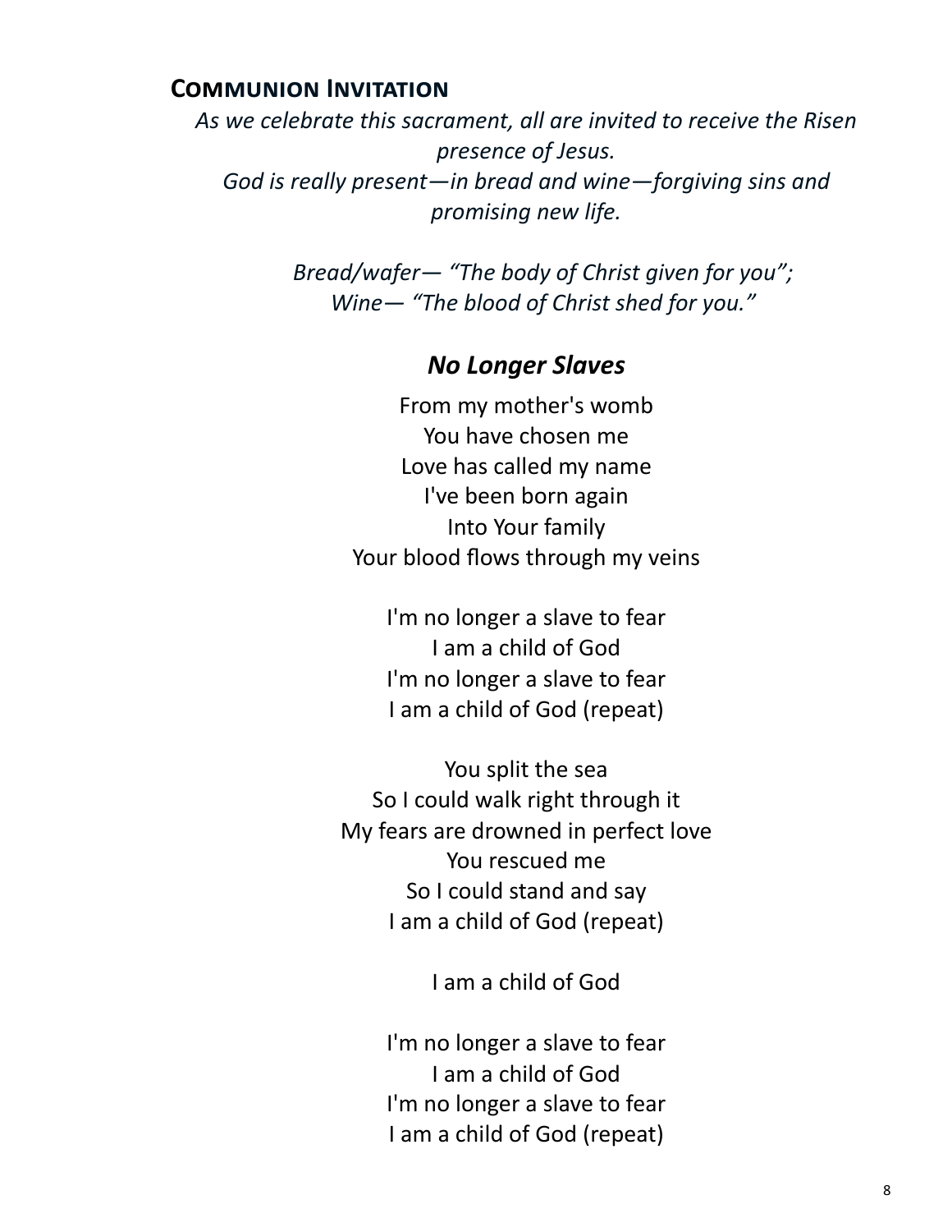## Communion Invitation

*As we celebrate this sacrament, all are invited to receive the Risen presence of Jesus.*
*God is really present—in bread and wine—forgiving sins and promising new life.*

*Bread/wafer— "The body of Christ given for you";*
*Wine— "The blood of Christ shed for you."*

### *No Longer Slaves*

From my mother's womb
You have chosen me
Love has called my name
I've been born again
Into Your family
Your blood flows through my veins

I'm no longer a slave to fear
I am a child of God
I'm no longer a slave to fear
I am a child of God (repeat)

You split the sea
So I could walk right through it
My fears are drowned in perfect love
You rescued me
So I could stand and say
I am a child of God (repeat)

I am a child of God

I'm no longer a slave to fear
I am a child of God
I'm no longer a slave to fear
I am a child of God (repeat)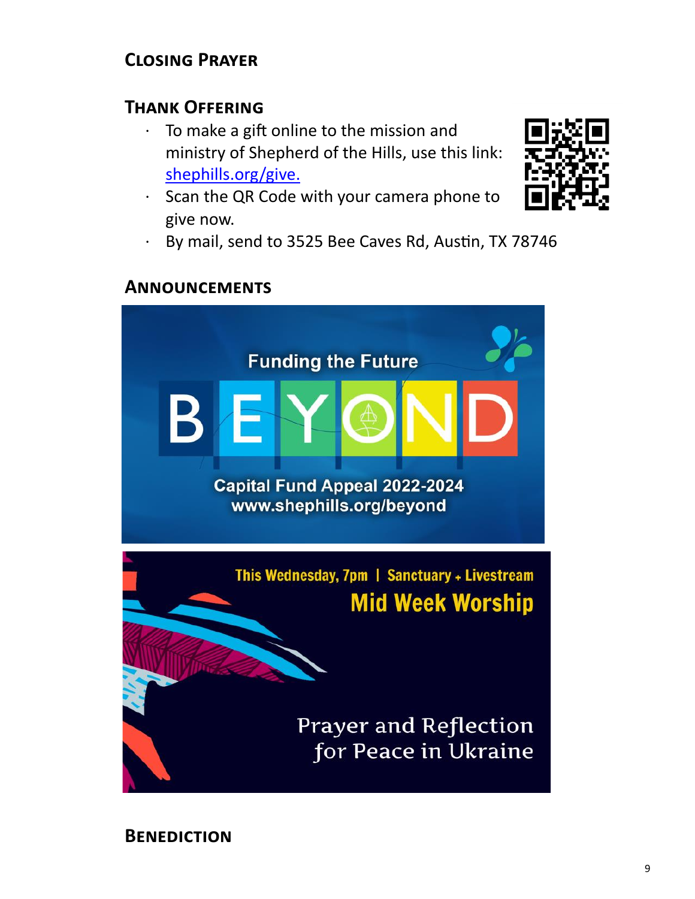## Closing Prayer

## Thank Offering

- To make a gift online to the mission and ministry of Shepherd of the Hills, use this link: [shephills.org/give.](shephills.org/give)
- Scan the QR Code with your camera phone to give now.
- By mail, send to 3525 Bee Caves Rd, Austin, TX 78746

## Announcements

Funding the Future

BEYOND

Capital Fund Appeal 2022-2024
www.shephills.org/beyond

This Wednesday, 7pm | Sanctuary + Livestream

Mid Week Worship

Prayer and Reflection for Peace in Ukraine

## Benediction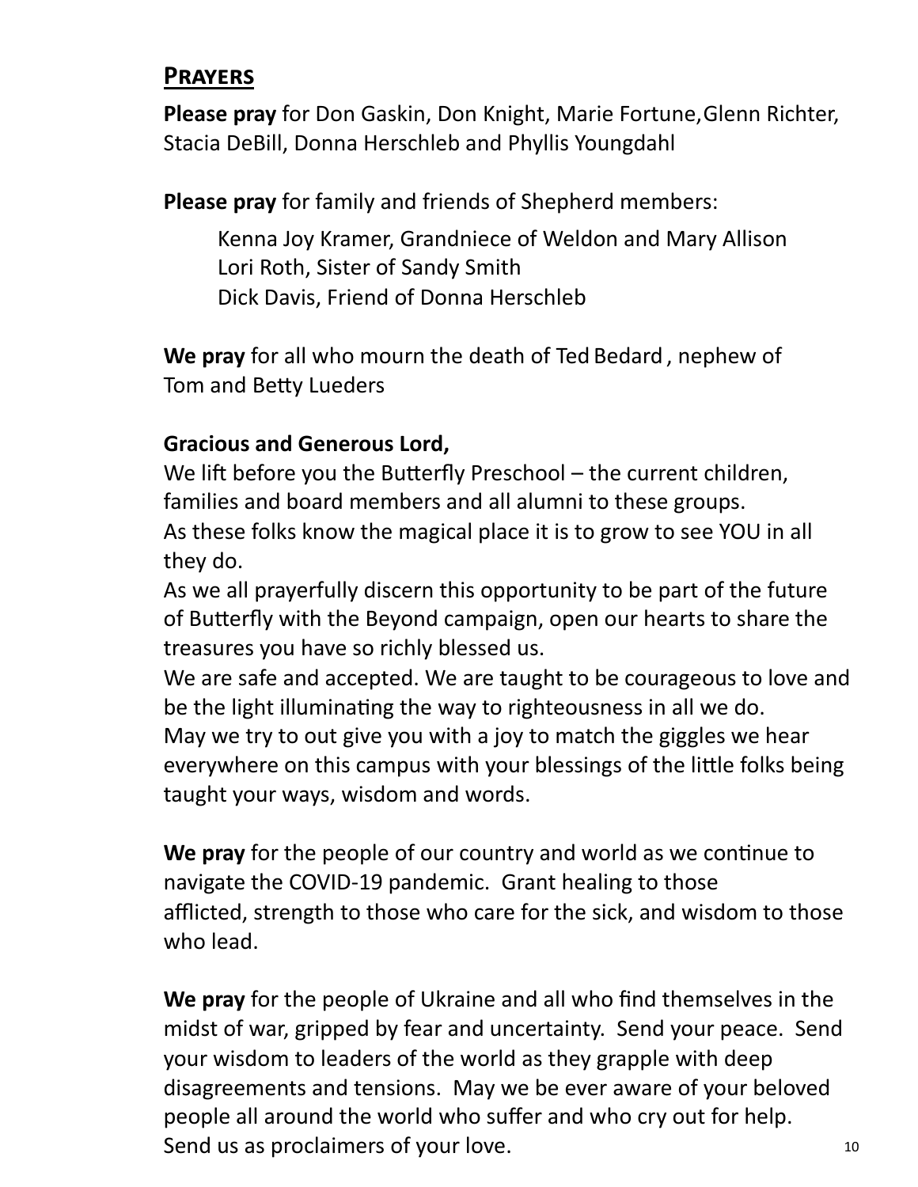## Prayers

**Please pray** for Don Gaskin, Don Knight, Marie Fortune,Glenn Richter, Stacia DeBill, Donna Herschleb and Phyllis Youngdahl

**Please pray** for family and friends of Shepherd members:

Kenna Joy Kramer, Grandniece of Weldon and Mary Allison
Lori Roth, Sister of Sandy Smith
Dick Davis, Friend of Donna Herschleb

**We pray** for all who mourn the death of Ted Bedard , nephew of Tom and Betty Lueders

**Gracious and Generous Lord,**
We lift before you the Butterfly Preschool – the current children, families and board members and all alumni to these groups.
As these folks know the magical place it is to grow to see YOU in all they do.
As we all prayerfully discern this opportunity to be part of the future of Butterfly with the Beyond campaign, open our hearts to share the treasures you have so richly blessed us.
We are safe and accepted. We are taught to be courageous to love and be the light illuminating the way to righteousness in all we do.
May we try to out give you with a joy to match the giggles we hear everywhere on this campus with your blessings of the little folks being taught your ways, wisdom and words.

**We pray** for the people of our country and world as we continue to navigate the COVID-19 pandemic. Grant healing to those afflicted, strength to those who care for the sick, and wisdom to those who lead.

**We pray** for the people of Ukraine and all who find themselves in the midst of war, gripped by fear and uncertainty. Send your peace. Send your wisdom to leaders of the world as they grapple with deep disagreements and tensions. May we be ever aware of your beloved people all around the world who suffer and who cry out for help. Send us as proclaimers of your love.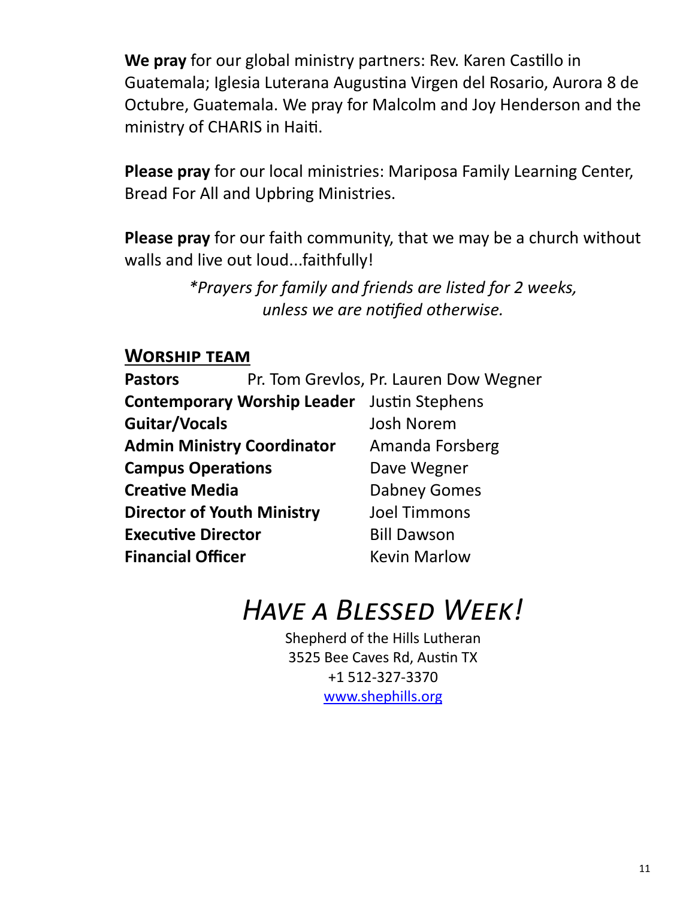**We pray** for our global ministry partners: Rev. Karen Castillo in Guatemala; Iglesia Luterana Augustina Virgen del Rosario, Aurora 8 de Octubre, Guatemala. We pray for Malcolm and Joy Henderson and the ministry of CHARIS in Haiti.

**Please pray** for our local ministries: Mariposa Family Learning Center, Bread For All and Upbring Ministries.

**Please pray** for our faith community, that we may be a church without walls and live out loud...faithfully!

*\*Prayers for family and friends are listed for 2 weeks, unless we are notified otherwise.*

## Worship team

| | |
|---|---|
| **Pastors** | Pr. Tom Grevlos, Pr. Lauren Dow Wegner |
| **Contemporary Worship Leader** | Justin Stephens |
| **Guitar/Vocals** | Josh Norem |
| **Admin Ministry Coordinator** | Amanda Forsberg |
| **Campus Operations** | Dave Wegner |
| **Creative Media** | Dabney Gomes |
| **Director of Youth Ministry** | Joel Timmons |
| **Executive Director** | Bill Dawson |
| **Financial Officer** | Kevin Marlow |

# *Have a Blessed Week!*

Shepherd of the Hills Lutheran
3525 Bee Caves Rd, Austin TX
+1 512-327-3370
www.shephills.org